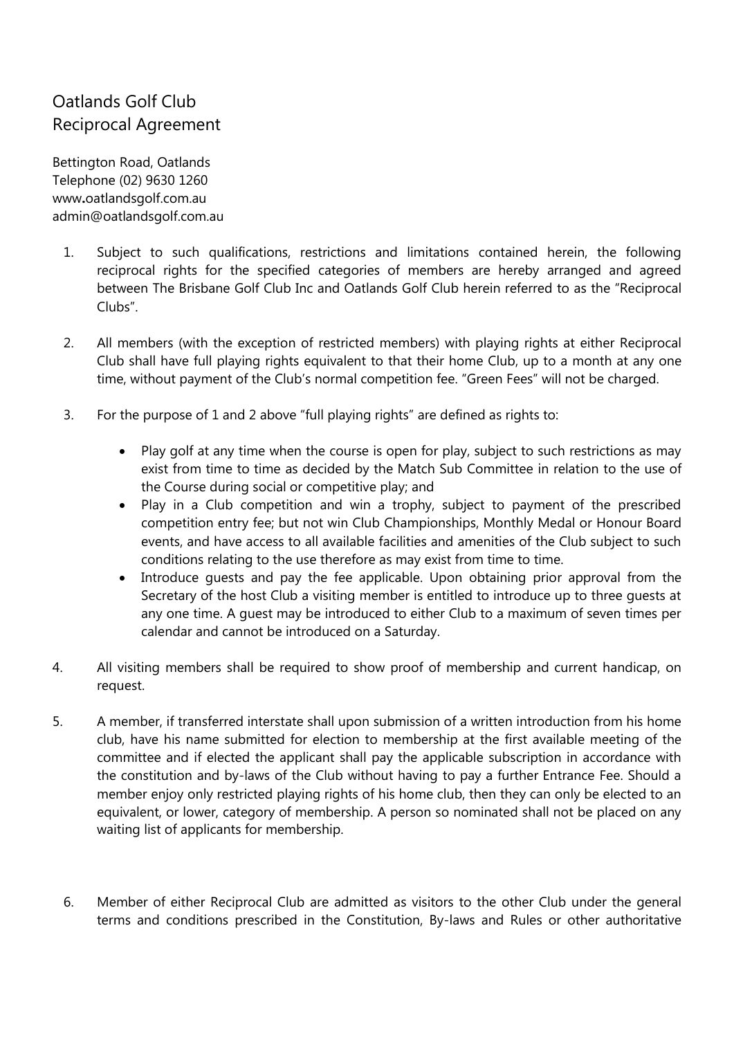# Oatlands Golf Club
## Reciprocal Agreement

Bettington Road, Oatlands
Telephone (02) 9630 1260
www.oatlandsgolf.com.au
admin@oatlandsgolf.com.au

1. Subject to such qualifications, restrictions and limitations contained herein, the following reciprocal rights for the specified categories of members are hereby arranged and agreed between The Brisbane Golf Club Inc and Oatlands Golf Club herein referred to as the "Reciprocal Clubs".

2. All members (with the exception of restricted members) with playing rights at either Reciprocal Club shall have full playing rights equivalent to that their home Club, up to a month at any one time, without payment of the Club's normal competition fee. "Green Fees" will not be charged.

3. For the purpose of 1 and 2 above "full playing rights" are defined as rights to:
   - Play golf at any time when the course is open for play, subject to such restrictions as may exist from time to time as decided by the Match Sub Committee in relation to the use of the Course during social or competitive play; and
   - Play in a Club competition and win a trophy, subject to payment of the prescribed competition entry fee; but not win Club Championships, Monthly Medal or Honour Board events, and have access to all available facilities and amenities of the Club subject to such conditions relating to the use therefore as may exist from time to time.
   - Introduce guests and pay the fee applicable. Upon obtaining prior approval from the Secretary of the host Club a visiting member is entitled to introduce up to three guests at any one time. A guest may be introduced to either Club to a maximum of seven times per calendar and cannot be introduced on a Saturday.

4. All visiting members shall be required to show proof of membership and current handicap, on request.

5. A member, if transferred interstate shall upon submission of a written introduction from his home club, have his name submitted for election to membership at the first available meeting of the committee and if elected the applicant shall pay the applicable subscription in accordance with the constitution and by-laws of the Club without having to pay a further Entrance Fee. Should a member enjoy only restricted playing rights of his home club, then they can only be elected to an equivalent, or lower, category of membership. A person so nominated shall not be placed on any waiting list of applicants for membership.

6. Member of either Reciprocal Club are admitted as visitors to the other Club under the general terms and conditions prescribed in the Constitution, By-laws and Rules or other authoritative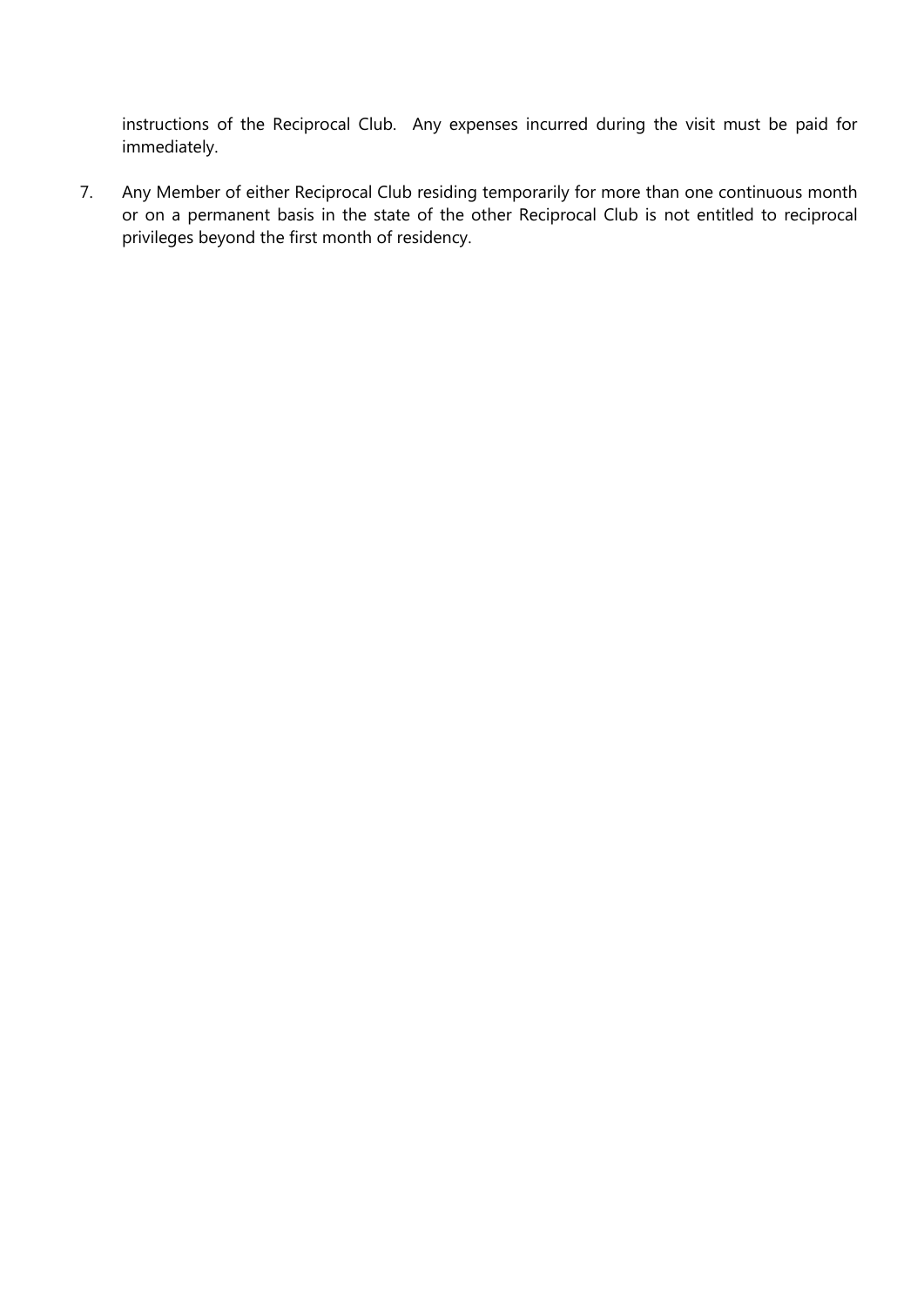instructions of the Reciprocal Club. Any expenses incurred during the visit must be paid for immediately.

7. Any Member of either Reciprocal Club residing temporarily for more than one continuous month or on a permanent basis in the state of the other Reciprocal Club is not entitled to reciprocal privileges beyond the first month of residency.